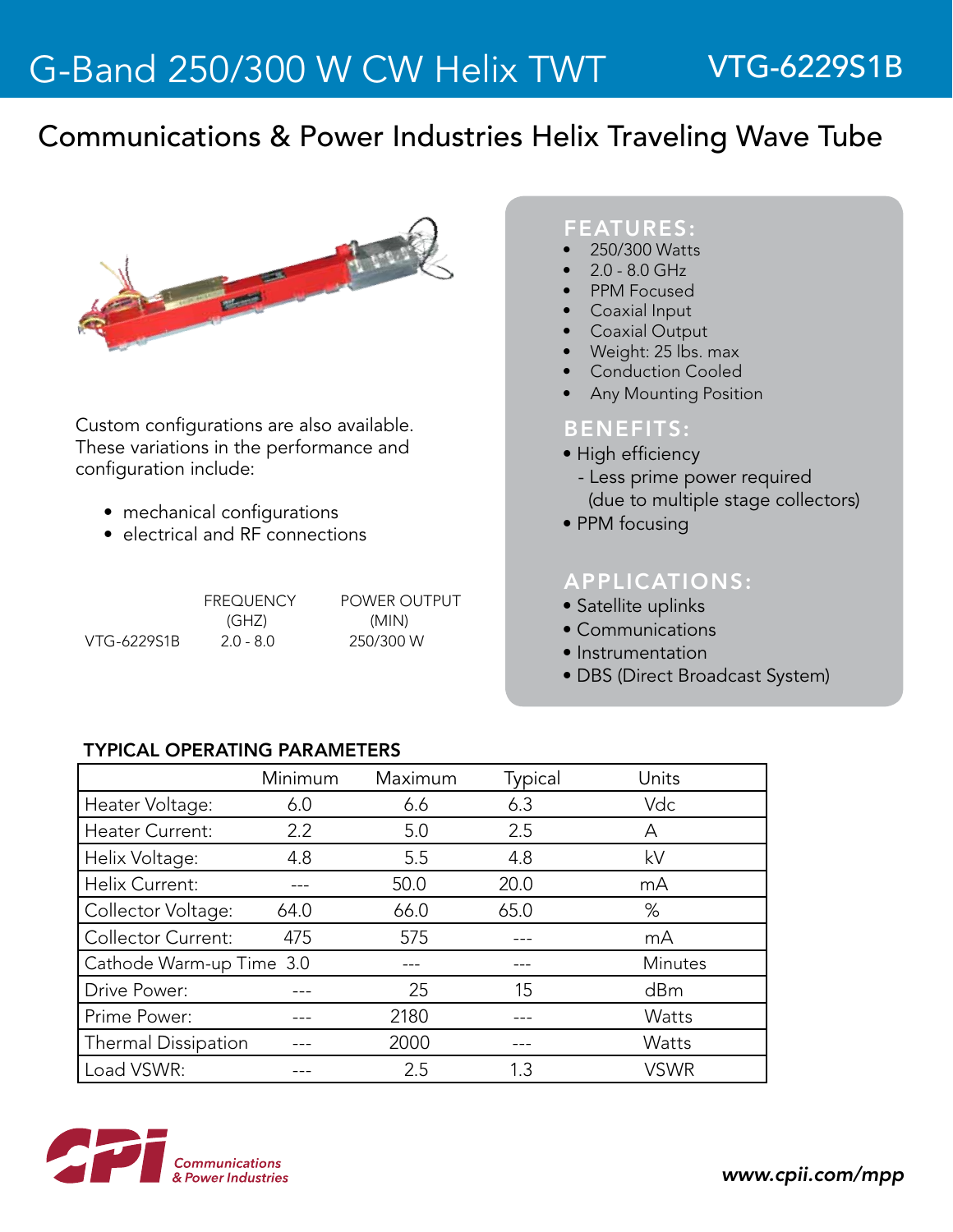# G-Band 250/300 W CW Helix TWT

## VTG-6229S1B

## Communications & Power Industries Helix Traveling Wave Tube

Custom configurations are also available. These variations in the performance and configuration include:

- mechanical configurations
- electrical and RF connections

| | FREQUENCY (GHZ) | POWER OUTPUT (MIN) |
|---|---|---|
| VTG-6229S1B | 2.0 - 8.0 | 250/300 W |

### FEATURES:

- 250/300 Watts
- 2.0 - 8.0 GHz
- PPM Focused
- Coaxial Input
- Coaxial Output
- Weight: 25 lbs. max
- Conduction Cooled
- Any Mounting Position

### BENEFITS:

- High efficiency
  - Less prime power required (due to multiple stage collectors)
- PPM focusing

### APPLICATIONS:

- Satellite uplinks
- Communications
- Instrumentation
- DBS (Direct Broadcast System)

### TYPICAL OPERATING PARAMETERS

| | Minimum | Maximum | Typical | Units |
|---|---|---|---|---|
| Heater Voltage: | 6.0 | 6.6 | 6.3 | Vdc |
| Heater Current: | 2.2 | 5.0 | 2.5 | A |
| Helix Voltage: | 4.8 | 5.5 | 4.8 | kV |
| Helix Current: | --- | 50.0 | 20.0 | mA |
| Collector Voltage: | 64.0 | 66.0 | 65.0 | % |
| Collector Current: | 475 | 575 | --- | mA |
| Cathode Warm-up Time | 3.0 | --- | --- | Minutes |
| Drive Power: | --- | 25 | 15 | dBm |
| Prime Power: | --- | 2180 | --- | Watts |
| Thermal Dissipation | --- | 2000 | --- | Watts |
| Load VSWR: | --- | 2.5 | 1.3 | VSWR |

CPI Communications & Power Industries

www.cpii.com/mpp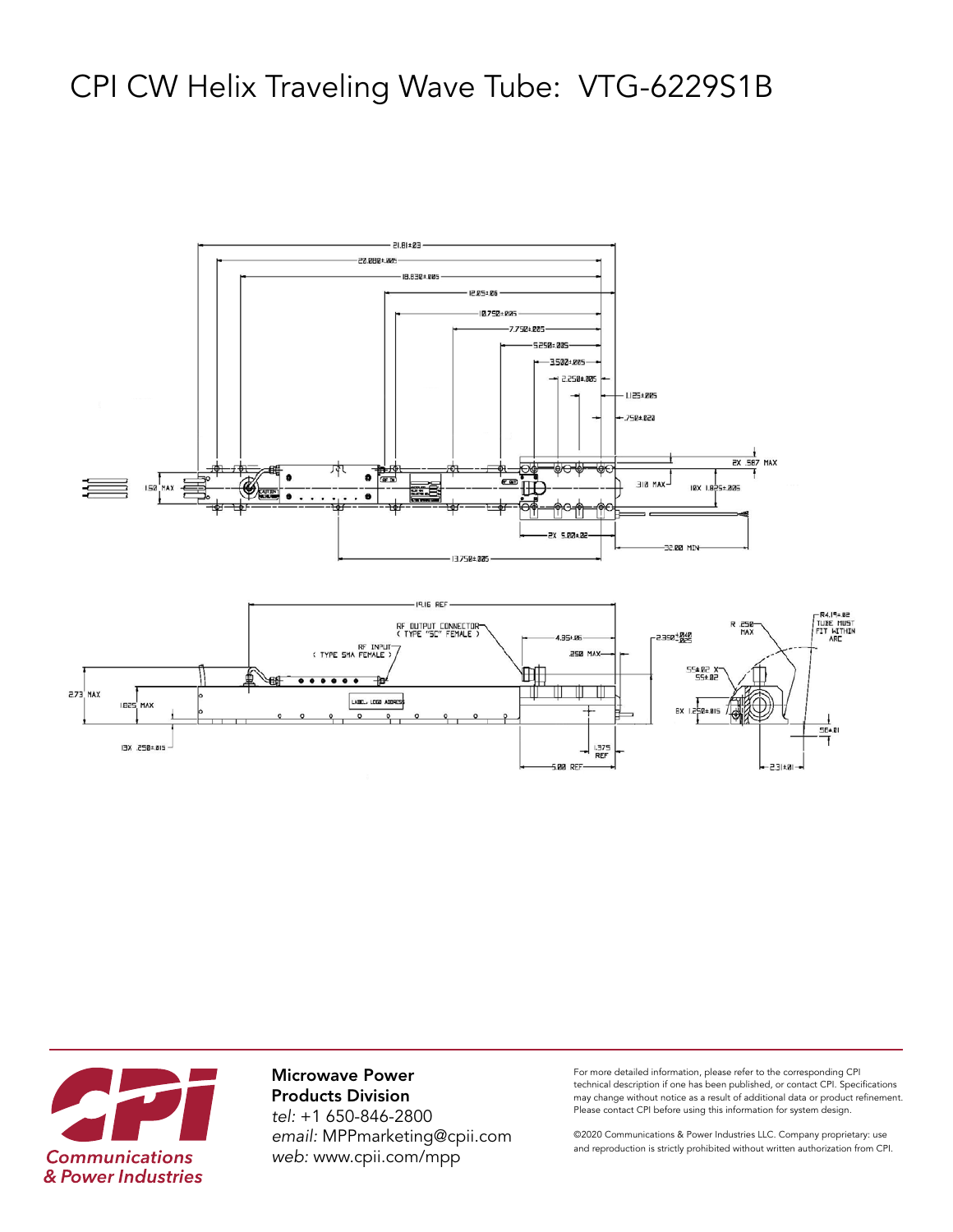# CPI CW Helix Traveling Wave Tube: VTG-6229S1B

21.81±.03

20.000±.005

18.830±.005

12.05±.06

10.750±.005

7.750±.005

5.250±.005

3.500±.005

2.250±.005

1.125±.005

.750±.020

2X .567 MAX

1.50 MAX

.310 MAX

10X 1.025±.005

2X 5.00±.02

32.00 MIN

13.750±.005

19.16 REF

RF OUTPUT CONNECTOR ( TYPE "SC" FEMALE )

RF INPUT ( TYPE SMA FEMALE )

4.35±.06

.250 MAX

2.350+.040/−.025

R .250 MAX

R4.19±.02 TUBE MUST FIT WITHIN ARC

.55±.02 X .55±.02

8X .1250±.015

2.73 MAX

1.825 MAX

13X .250±.015

LABEL, LOGO ADDRESS

1.375 REF

5.00 REF

.56±.01

2.31±.01

**Microwave Power Products Division**
*tel:* +1 650-846-2800
*email:* MPPmarketing@cpii.com
*web:* www.cpii.com/mpp

For more detailed information, please refer to the corresponding CPI technical description if one has been published, or contact CPI. Specifications may change without notice as a result of additional data or product refinement. Please contact CPI before using this information for system design.

©2020 Communications & Power Industries LLC. Company proprietary: use and reproduction is strictly prohibited without written authorization from CPI.